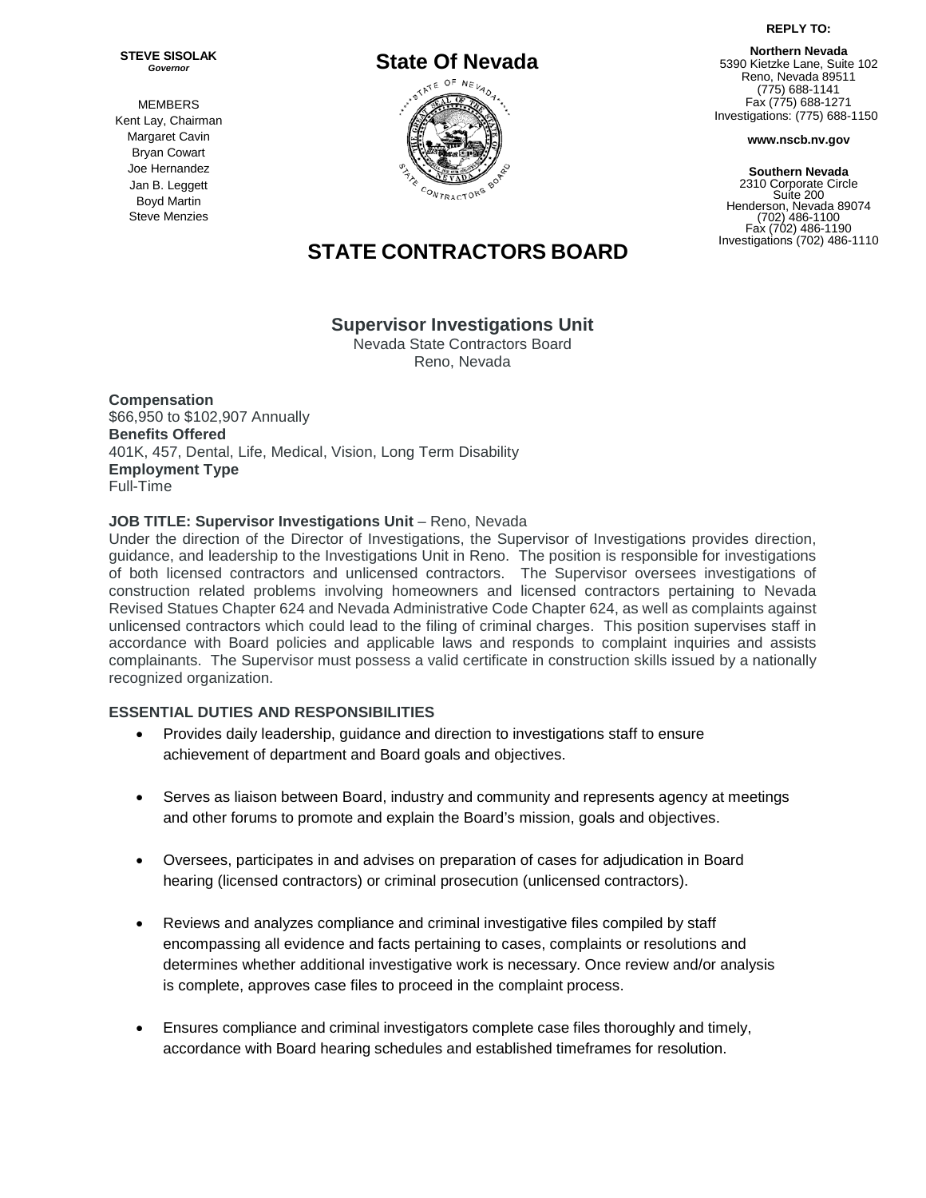**STEVE SISOLAK**
*Governor*

MEMBERS
Kent Lay, Chairman
Margaret Cavin
Bryan Cowart
Joe Hernandez
Jan B. Leggett
Boyd Martin
Steve Menzies

# State Of Nevada

**REPLY TO:**

**Northern Nevada**
5390 Kietzke Lane, Suite 102
Reno, Nevada 89511
(775) 688-1141
Fax (775) 688-1271
Investigations: (775) 688-1150

**www.nscb.nv.gov**

**Southern Nevada**
2310 Corporate Circle
Suite 200
Henderson, Nevada 89074
(702) 486-1100
Fax (702) 486-1190
Investigations (702) 486-1110

# STATE CONTRACTORS BOARD

## Supervisor Investigations Unit

Nevada State Contractors Board
Reno, Nevada

**Compensation**
$66,950 to $102,907 Annually
**Benefits Offered**
401K, 457, Dental, Life, Medical, Vision, Long Term Disability
**Employment Type**
Full-Time

**JOB TITLE: Supervisor Investigations Unit** – Reno, Nevada
Under the direction of the Director of Investigations, the Supervisor of Investigations provides direction, guidance, and leadership to the Investigations Unit in Reno. The position is responsible for investigations of both licensed contractors and unlicensed contractors. The Supervisor oversees investigations of construction related problems involving homeowners and licensed contractors pertaining to Nevada Revised Statues Chapter 624 and Nevada Administrative Code Chapter 624, as well as complaints against unlicensed contractors which could lead to the filing of criminal charges. This position supervises staff in accordance with Board policies and applicable laws and responds to complaint inquiries and assists complainants. The Supervisor must possess a valid certificate in construction skills issued by a nationally recognized organization.

**ESSENTIAL DUTIES AND RESPONSIBILITIES**

- Provides daily leadership, guidance and direction to investigations staff to ensure achievement of department and Board goals and objectives.
- Serves as liaison between Board, industry and community and represents agency at meetings and other forums to promote and explain the Board's mission, goals and objectives.
- Oversees, participates in and advises on preparation of cases for adjudication in Board hearing (licensed contractors) or criminal prosecution (unlicensed contractors).
- Reviews and analyzes compliance and criminal investigative files compiled by staff encompassing all evidence and facts pertaining to cases, complaints or resolutions and determines whether additional investigative work is necessary. Once review and/or analysis is complete, approves case files to proceed in the complaint process.
- Ensures compliance and criminal investigators complete case files thoroughly and timely, accordance with Board hearing schedules and established timeframes for resolution.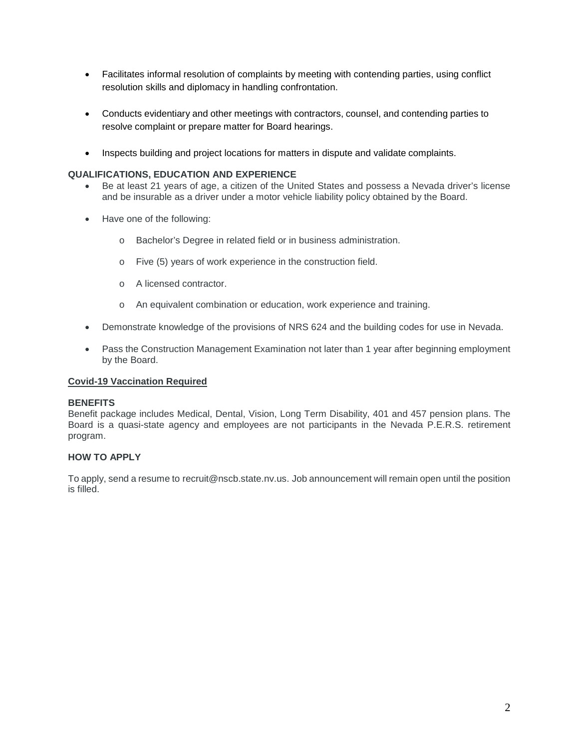- Facilitates informal resolution of complaints by meeting with contending parties, using conflict resolution skills and diplomacy in handling confrontation.

- Conducts evidentiary and other meetings with contractors, counsel, and contending parties to resolve complaint or prepare matter for Board hearings.

- Inspects building and project locations for matters in dispute and validate complaints.

**QUALIFICATIONS, EDUCATION AND EXPERIENCE**

- Be at least 21 years of age, a citizen of the United States and possess a Nevada driver's license and be insurable as a driver under a motor vehicle liability policy obtained by the Board.

- Have one of the following:

  - Bachelor's Degree in related field or in business administration.

  - Five (5) years of work experience in the construction field.

  - A licensed contractor.

  - An equivalent combination or education, work experience and training.

- Demonstrate knowledge of the provisions of NRS 624 and the building codes for use in Nevada.

- Pass the Construction Management Examination not later than 1 year after beginning employment by the Board.

**Covid-19 Vaccination Required**

**BENEFITS**

Benefit package includes Medical, Dental, Vision, Long Term Disability, 401 and 457 pension plans. The Board is a quasi-state agency and employees are not participants in the Nevada P.E.R.S. retirement program.

**HOW TO APPLY**

To apply, send a resume to recruit@nscb.state.nv.us. Job announcement will remain open until the position is filled.